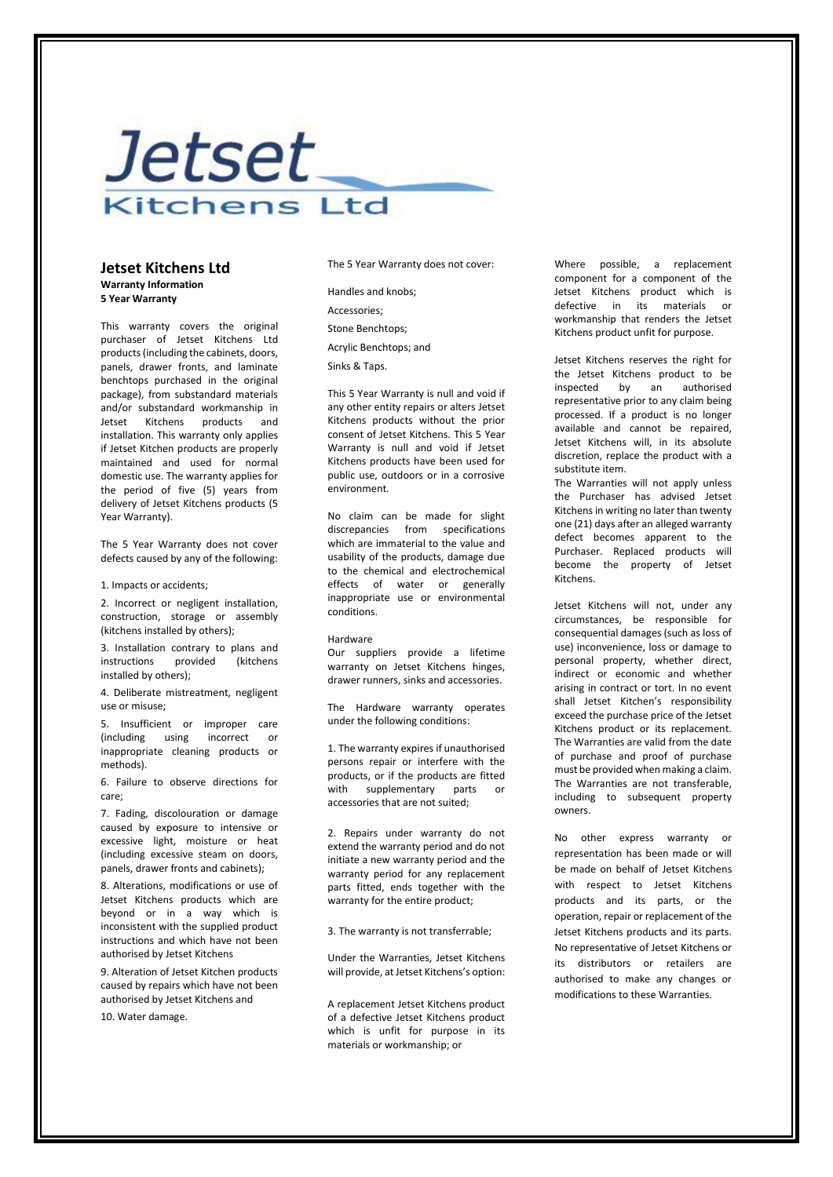# Jetset Kitchens Ltd

## Jetset Kitchens Ltd

**Warranty Information**
**5 Year Warranty**

This warranty covers the original purchaser of Jetset Kitchens Ltd products (including the cabinets, doors, panels, drawer fronts, and laminate benchtops purchased in the original package), from substandard materials and/or substandard workmanship in Jetset Kitchens products and installation. This warranty only applies if Jetset Kitchen products are properly maintained and used for normal domestic use. The warranty applies for the period of five (5) years from delivery of Jetset Kitchens products (5 Year Warranty).

The 5 Year Warranty does not cover defects caused by any of the following:

1. Impacts or accidents;
2. Incorrect or negligent installation, construction, storage or assembly (kitchens installed by others);
3. Installation contrary to plans and instructions provided (kitchens installed by others);
4. Deliberate mistreatment, negligent use or misuse;
5. Insufficient or improper care (including using incorrect or inappropriate cleaning products or methods).
6. Failure to observe directions for care;
7. Fading, discolouration or damage caused by exposure to intensive or excessive light, moisture or heat (including excessive steam on doors, panels, drawer fronts and cabinets);
8. Alterations, modifications or use of Jetset Kitchens products which are beyond or in a way which is inconsistent with the supplied product instructions and which have not been authorised by Jetset Kitchens
9. Alteration of Jetset Kitchen products caused by repairs which have not been authorised by Jetset Kitchens and
10. Water damage.

The 5 Year Warranty does not cover:

Handles and knobs;

Accessories;

Stone Benchtops;

Acrylic Benchtops; and

Sinks & Taps.

This 5 Year Warranty is null and void if any other entity repairs or alters Jetset Kitchens products without the prior consent of Jetset Kitchens. This 5 Year Warranty is null and void if Jetset Kitchens products have been used for public use, outdoors or in a corrosive environment.

No claim can be made for slight discrepancies from specifications which are immaterial to the value and usability of the products, damage due to the chemical and electrochemical effects of water or generally inappropriate use or environmental conditions.

Hardware
Our suppliers provide a lifetime warranty on Jetset Kitchens hinges, drawer runners, sinks and accessories.

The Hardware warranty operates under the following conditions:

1. The warranty expires if unauthorised persons repair or interfere with the products, or if the products are fitted with supplementary parts or accessories that are not suited;

2. Repairs under warranty do not extend the warranty period and do not initiate a new warranty period and the warranty period for any replacement parts fitted, ends together with the warranty for the entire product;

3. The warranty is not transferrable;

Under the Warranties, Jetset Kitchens will provide, at Jetset Kitchens's option:

A replacement Jetset Kitchens product of a defective Jetset Kitchens product which is unfit for purpose in its materials or workmanship; or

Where possible, a replacement component for a component of the Jetset Kitchens product which is defective in its materials or workmanship that renders the Jetset Kitchens product unfit for purpose.

Jetset Kitchens reserves the right for the Jetset Kitchens product to be inspected by an authorised representative prior to any claim being processed. If a product is no longer available and cannot be repaired, Jetset Kitchens will, in its absolute discretion, replace the product with a substitute item.
The Warranties will not apply unless the Purchaser has advised Jetset Kitchens in writing no later than twenty one (21) days after an alleged warranty defect becomes apparent to the Purchaser. Replaced products will become the property of Jetset Kitchens.

Jetset Kitchens will not, under any circumstances, be responsible for consequential damages (such as loss of use) inconvenience, loss or damage to personal property, whether direct, indirect or economic and whether arising in contract or tort. In no event shall Jetset Kitchen's responsibility exceed the purchase price of the Jetset Kitchens product or its replacement. The Warranties are valid from the date of purchase and proof of purchase must be provided when making a claim. The Warranties are not transferable, including to subsequent property owners.

No other express warranty or representation has been made or will be made on behalf of Jetset Kitchens with respect to Jetset Kitchens products and its parts, or the operation, repair or replacement of the Jetset Kitchens products and its parts. No representative of Jetset Kitchens or its distributors or retailers are authorised to make any changes or modifications to these Warranties.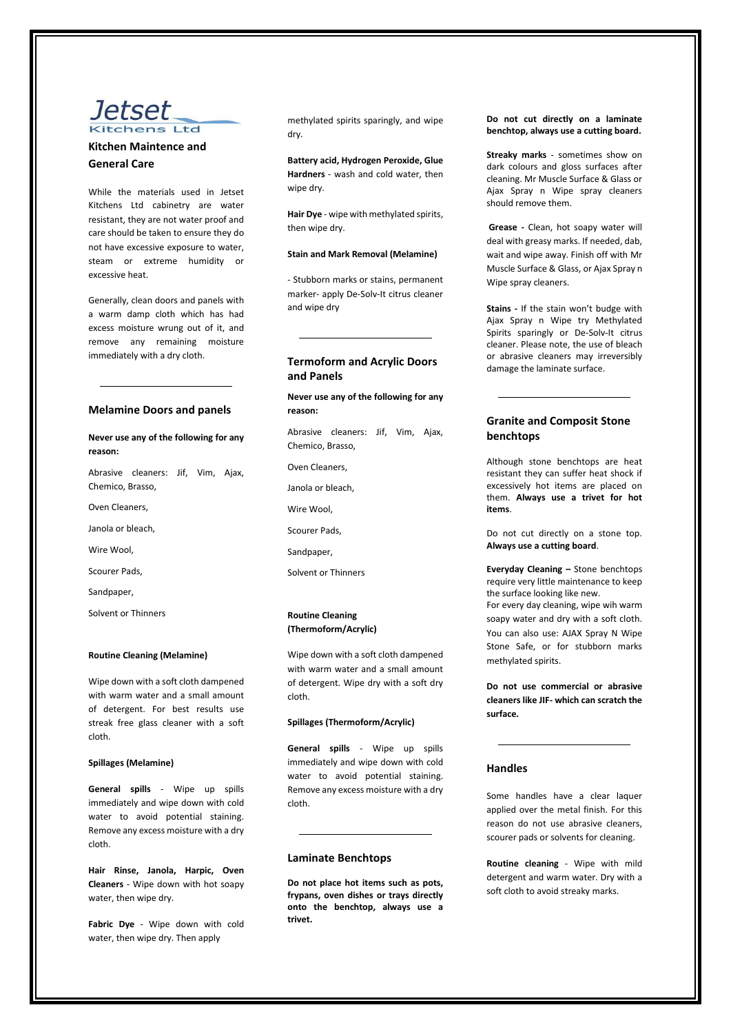Jetset Kitchens Ltd

## Kitchen Maintence and General Care

While the materials used in Jetset Kitchens Ltd cabinetry are water resistant, they are not water proof and care should be taken to ensure they do not have excessive exposure to water, steam or extreme humidity or excessive heat.

Generally, clean doors and panels with a warm damp cloth which has had excess moisture wrung out of it, and remove any remaining moisture immediately with a dry cloth.

---

## Melamine Doors and panels

**Never use any of the following for any reason:**

Abrasive cleaners: Jif, Vim, Ajax, Chemico, Brasso,

Oven Cleaners,

Janola or bleach,

Wire Wool,

Scourer Pads,

Sandpaper,

Solvent or Thinners

**Routine Cleaning (Melamine)**

Wipe down with a soft cloth dampened with warm water and a small amount of detergent. For best results use streak free glass cleaner with a soft cloth.

**Spillages (Melamine)**

**General spills** - Wipe up spills immediately and wipe down with cold water to avoid potential staining. Remove any excess moisture with a dry cloth.

**Hair Rinse, Janola, Harpic, Oven Cleaners** - Wipe down with hot soapy water, then wipe dry.

**Fabric Dye** - Wipe down with cold water, then wipe dry. Then apply methylated spirits sparingly, and wipe dry.

**Battery acid, Hydrogen Peroxide, Glue Hardners** - wash and cold water, then wipe dry.

**Hair Dye** - wipe with methylated spirits, then wipe dry.

**Stain and Mark Removal (Melamine)**

- Stubborn marks or stains, permanent marker- apply De-Solv-It citrus cleaner and wipe dry

---

## Termoform and Acrylic Doors and Panels

**Never use any of the following for any reason:**

Abrasive cleaners: Jif, Vim, Ajax, Chemico, Brasso,

Oven Cleaners,

Janola or bleach,

Wire Wool,

Scourer Pads,

Sandpaper,

Solvent or Thinners

**Routine Cleaning (Thermoform/Acrylic)**

Wipe down with a soft cloth dampened with warm water and a small amount of detergent. Wipe dry with a soft dry cloth.

**Spillages (Thermoform/Acrylic)**

**General spills** - Wipe up spills immediately and wipe down with cold water to avoid potential staining. Remove any excess moisture with a dry cloth.

---

## Laminate Benchtops

**Do not place hot items such as pots, frypans, oven dishes or trays directly onto the benchtop, always use a trivet.**

**Do not cut directly on a laminate benchtop, always use a cutting board.**

**Streaky marks** - sometimes show on dark colours and gloss surfaces after cleaning. Mr Muscle Surface & Glass or Ajax Spray n Wipe spray cleaners should remove them.

**Grease -** Clean, hot soapy water will deal with greasy marks. If needed, dab, wait and wipe away. Finish off with Mr Muscle Surface & Glass, or Ajax Spray n Wipe spray cleaners.

**Stains -** If the stain won't budge with Ajax Spray n Wipe try Methylated Spirits sparingly or De-Solv-It citrus cleaner. Please note, the use of bleach or abrasive cleaners may irreversibly damage the laminate surface.

---

## Granite and Composit Stone benchtops

Although stone benchtops are heat resistant they can suffer heat shock if excessively hot items are placed on them. **Always use a trivet for hot items**.

Do not cut directly on a stone top. **Always use a cutting board**.

**Everyday Cleaning –** Stone benchtops require very little maintenance to keep the surface looking like new.
For every day cleaning, wipe wih warm soapy water and dry with a soft cloth. You can also use: AJAX Spray N Wipe Stone Safe, or for stubborn marks methylated spirits.

**Do not use commercial or abrasive cleaners like JIF- which can scratch the surface.**

---

## Handles

Some handles have a clear laquer applied over the metal finish. For this reason do not use abrasive cleaners, scourer pads or solvents for cleaning.

**Routine cleaning** - Wipe with mild detergent and warm water. Dry with a soft cloth to avoid streaky marks.